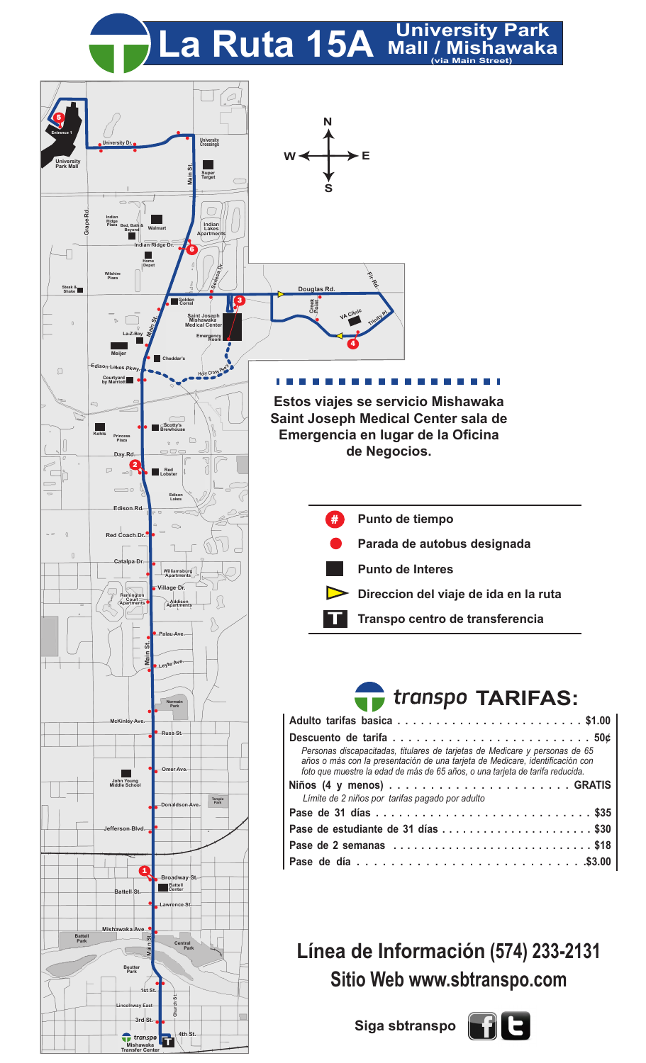# La Ruta 15A University Park Mall / Mishawaka (via Main Street)

Estos viajes se servicio Mishawaka Saint Joseph Medical Center sala de Emergencia en lugar de la Oficina de Negocios.

- **#** Punto de tiempo
- Parada de autobus designada
- Punto de Interes
- Direccion del viaje de ida en la ruta
- **T** Transpo centro de transferencia

## transpo TARIFAS:

| | |
|---|---|
| **Adulto tarifas basica** | **$1.00** |
| **Descuento de tarifa** | **50¢** |
| *Personas discapacitadas, titulares de tarjetas de Medicare y personas de 65 años o más con la presentación de una tarjeta de Medicare, identificación con foto que muestre la edad de más de 65 años, o una tarjeta de tarifa reducida.* | |
| **Niños (4 y menos)** | **GRATIS** |
| *Límite de 2 niños por tarifas pagado por adulto* | |
| **Pase de 31 días** | **$35** |
| **Pase de estudiante de 31 días** | **$30** |
| **Pase de 2 semanas** | **$18** |
| **Pase de día** | **$3.00** |

## Línea de Información (574) 233-2131
## Sitio Web www.sbtranspo.com

**Siga sbtranspo**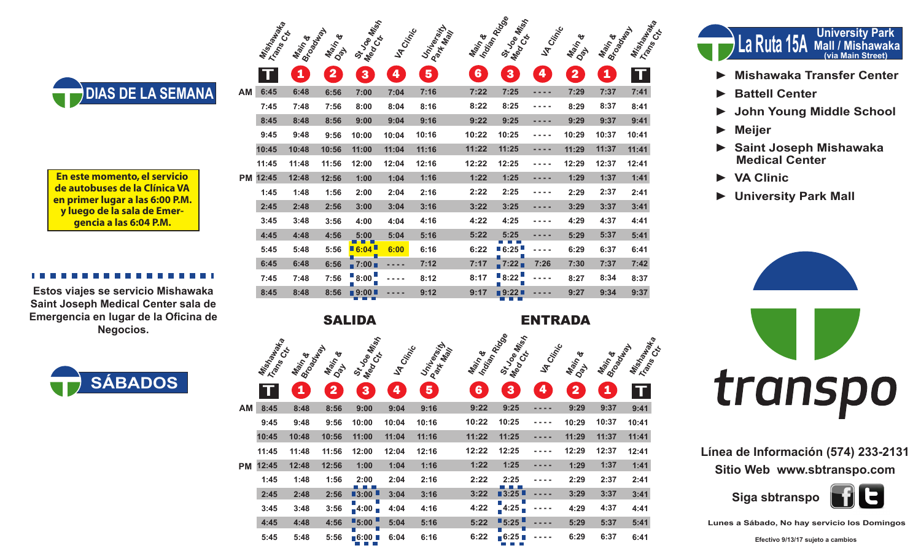# La Ruta 15A University Park Mall / Mishawaka (via Main Street)

- Mishawaka Transfer Center
- Battell Center
- John Young Middle School
- Meijer
- Saint Joseph Mishawaka Medical Center
- VA Clinic
- University Park Mall

## DIAS DE LA SEMANA

**En este momento, el servicio de autobuses de la Clínica VA en primer lugar a las 6:00 P.M. y luego de la sala de Emergencia a las 6:04 P.M.**

**Estos viajes se servicio Mishawaka Saint Joseph Medical Center sala de Emergencia en lugar de la Oficina de Negocios.**

| | SALIDA | | | | | | ENTRADA | | | | | |
|---|---|---|---|---|---|---|---|---|---|---|---|---|
| | Mishawaka Trans Ctr (T) | Main & Broadway (1) | Main & Day (2) | St Joe Mish Med Ctr (3) | VA Clinic (4) | University Park Mall (5) | Main & Indian Ridge (6) | St Joe Mish Med Ctr (3) | VA Clinic (4) | Main & Day (2) | Main & Broadway (1) | Mishawaka Trans Ctr (T) |
| AM | 6:45 | 6:48 | 6:56 | 7:00 | 7:04 | 7:16 | 7:22 | 7:25 | ---- | 7:29 | 7:37 | 7:41 |
| | 7:45 | 7:48 | 7:56 | 8:00 | 8:04 | 8:16 | 8:22 | 8:25 | ---- | 8:29 | 8:37 | 8:41 |
| | 8:45 | 8:48 | 8:56 | 9:00 | 9:04 | 9:16 | 9:22 | 9:25 | ---- | 9:29 | 9:37 | 9:41 |
| | 9:45 | 9:48 | 9:56 | 10:00 | 10:04 | 10:16 | 10:22 | 10:25 | ---- | 10:29 | 10:37 | 10:41 |
| | 10:45 | 10:48 | 10:56 | 11:00 | 11:04 | 11:16 | 11:22 | 11:25 | ---- | 11:29 | 11:37 | 11:41 |
| | 11:45 | 11:48 | 11:56 | 12:00 | 12:04 | 12:16 | 12:22 | 12:25 | ---- | 12:29 | 12:37 | 12:41 |
| PM | 12:45 | 12:48 | 12:56 | 1:00 | 1:04 | 1:16 | 1:22 | 1:25 | ---- | 1:29 | 1:37 | 1:41 |
| | 1:45 | 1:48 | 1:56 | 2:00 | 2:04 | 2:16 | 2:22 | 2:25 | ---- | 2:29 | 2:37 | 2:41 |
| | 2:45 | 2:48 | 2:56 | 3:00 | 3:04 | 3:16 | 3:22 | 3:25 | ---- | 3:29 | 3:37 | 3:41 |
| | 3:45 | 3:48 | 3:56 | 4:00 | 4:04 | 4:16 | 4:22 | 4:25 | ---- | 4:29 | 4:37 | 4:41 |
| | 4:45 | 4:48 | 4:56 | 5:00 | 5:04 | 5:16 | 5:22 | 5:25 | ---- | 5:29 | 5:37 | 5:41 |
| | 5:45 | 5:48 | 5:56 | 6:04 | 6:00 | 6:16 | 6:22 | 6:25 | ---- | 6:29 | 6:37 | 6:41 |
| | 6:45 | 6:48 | 6:56 | 7:00 | ---- | 7:12 | 7:17 | 7:22 | 7:26 | 7:30 | 7:37 | 7:42 |
| | 7:45 | 7:48 | 7:56 | 8:00 | ---- | 8:12 | 8:17 | 8:22 | ---- | 8:27 | 8:34 | 8:37 |
| | 8:45 | 8:48 | 8:56 | 9:00 | ---- | 9:12 | 9:17 | 9:22 | ---- | 9:27 | 9:34 | 9:37 |

## SÁBADOS

| | Mishawaka Trans Ctr (T) | Main & Broadway (1) | Main & Day (2) | St Joe Mish Med Ctr (3) | VA Clinic (4) | University Park Mall (5) | Main & Indian Ridge (6) | St Joe Mish Med Ctr (3) | VA Clinic (4) | Main & Day (2) | Main & Broadway (1) | Mishawaka Trans Ctr (T) |
|---|---|---|---|---|---|---|---|---|---|---|---|---|
| AM | 8:45 | 8:48 | 8:56 | 9:00 | 9:04 | 9:16 | 9:22 | 9:25 | ---- | 9:29 | 9:37 | 9:41 |
| | 9:45 | 9:48 | 9:56 | 10:00 | 10:04 | 10:16 | 10:22 | 10:25 | ---- | 10:29 | 10:37 | 10:41 |
| | 10:45 | 10:48 | 10:56 | 11:00 | 11:04 | 11:16 | 11:22 | 11:25 | ---- | 11:29 | 11:37 | 11:41 |
| | 11:45 | 11:48 | 11:56 | 12:00 | 12:04 | 12:16 | 12:22 | 12:25 | ---- | 12:29 | 12:37 | 12:41 |
| PM | 12:45 | 12:48 | 12:56 | 1:00 | 1:04 | 1:16 | 1:22 | 1:25 | ---- | 1:29 | 1:37 | 1:41 |
| | 1:45 | 1:48 | 1:56 | 2:00 | 2:04 | 2:16 | 2:22 | 2:25 | ---- | 2:29 | 2:37 | 2:41 |
| | 2:45 | 2:48 | 2:56 | 3:00 | 3:04 | 3:16 | 3:22 | 3:25 | ---- | 3:29 | 3:37 | 3:41 |
| | 3:45 | 3:48 | 3:56 | 4:00 | 4:04 | 4:16 | 4:22 | 4:25 | ---- | 4:29 | 4:37 | 4:41 |
| | 4:45 | 4:48 | 4:56 | 5:00 | 5:04 | 5:16 | 5:22 | 5:25 | ---- | 5:29 | 5:37 | 5:41 |
| | 5:45 | 5:48 | 5:56 | 6:00 | 6:04 | 6:16 | 6:22 | 6:25 | ---- | 6:29 | 6:37 | 6:41 |

transpo

Línea de Información (574) 233-2131

Sitio Web www.sbtranspo.com

Siga sbtranspo

Lunes a Sábado, No hay servicio los Domingos

Efectivo 9/13/17 sujeto a cambios